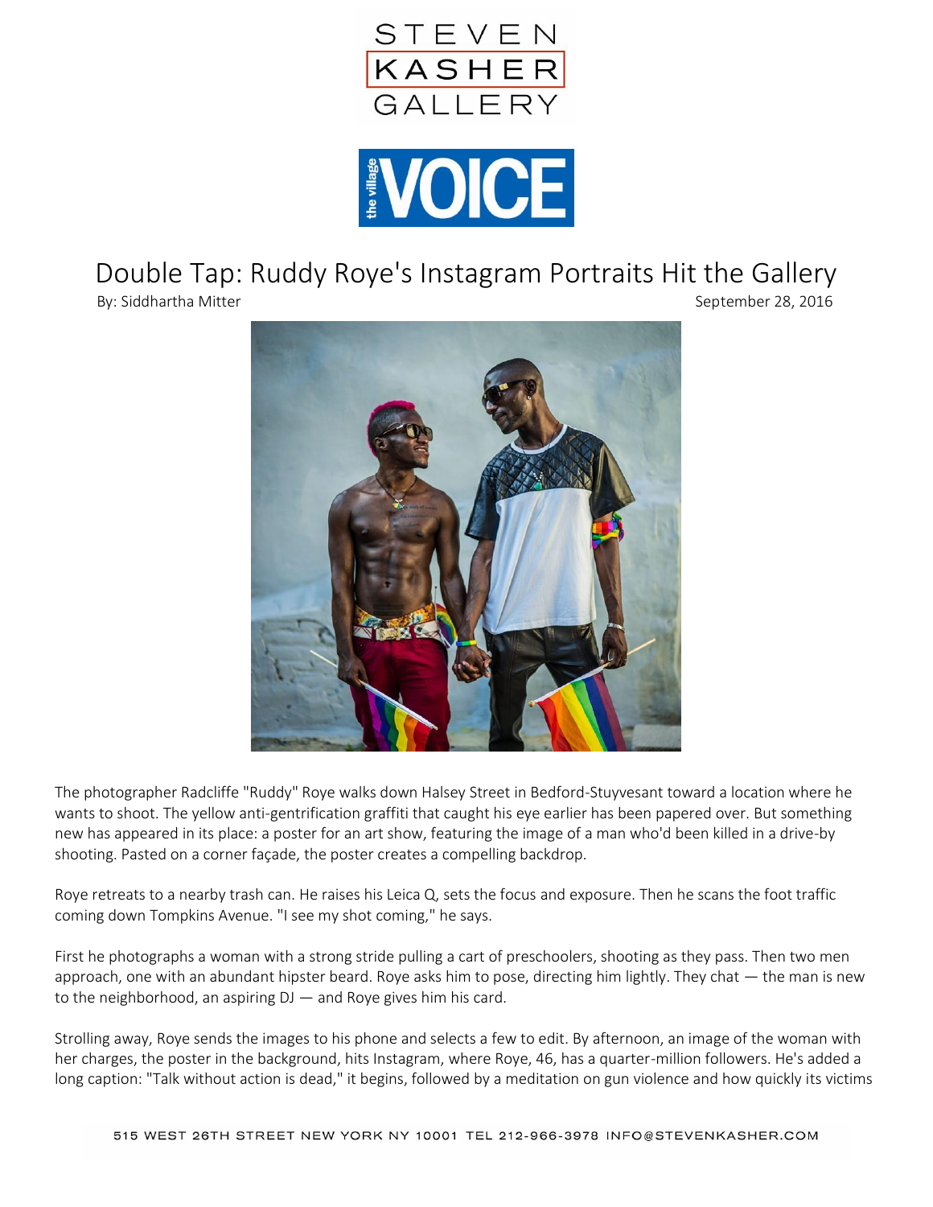STEVEN KASHER GALLERY

the village VOICE

# Double Tap: Ruddy Roye's Instagram Portraits Hit the Gallery

By: Siddhartha Mitter

September 28, 2016

The photographer Radcliffe "Ruddy" Roye walks down Halsey Street in Bedford-Stuyvesant toward a location where he wants to shoot. The yellow anti-gentrification graffiti that caught his eye earlier has been papered over. But something new has appeared in its place: a poster for an art show, featuring the image of a man who'd been killed in a drive-by shooting. Pasted on a corner façade, the poster creates a compelling backdrop.

Roye retreats to a nearby trash can. He raises his Leica Q, sets the focus and exposure. Then he scans the foot traffic coming down Tompkins Avenue. "I see my shot coming," he says.

First he photographs a woman with a strong stride pulling a cart of preschoolers, shooting as they pass. Then two men approach, one with an abundant hipster beard. Roye asks him to pose, directing him lightly. They chat — the man is new to the neighborhood, an aspiring DJ — and Roye gives him his card.

Strolling away, Roye sends the images to his phone and selects a few to edit. By afternoon, an image of the woman with her charges, the poster in the background, hits Instagram, where Roye, 46, has a quarter-million followers. He's added a long caption: "Talk without action is dead," it begins, followed by a meditation on gun violence and how quickly its victims

515 WEST 26TH STREET NEW YORK NY 10001 TEL 212-966-3978 INFO@STEVENKASHER.COM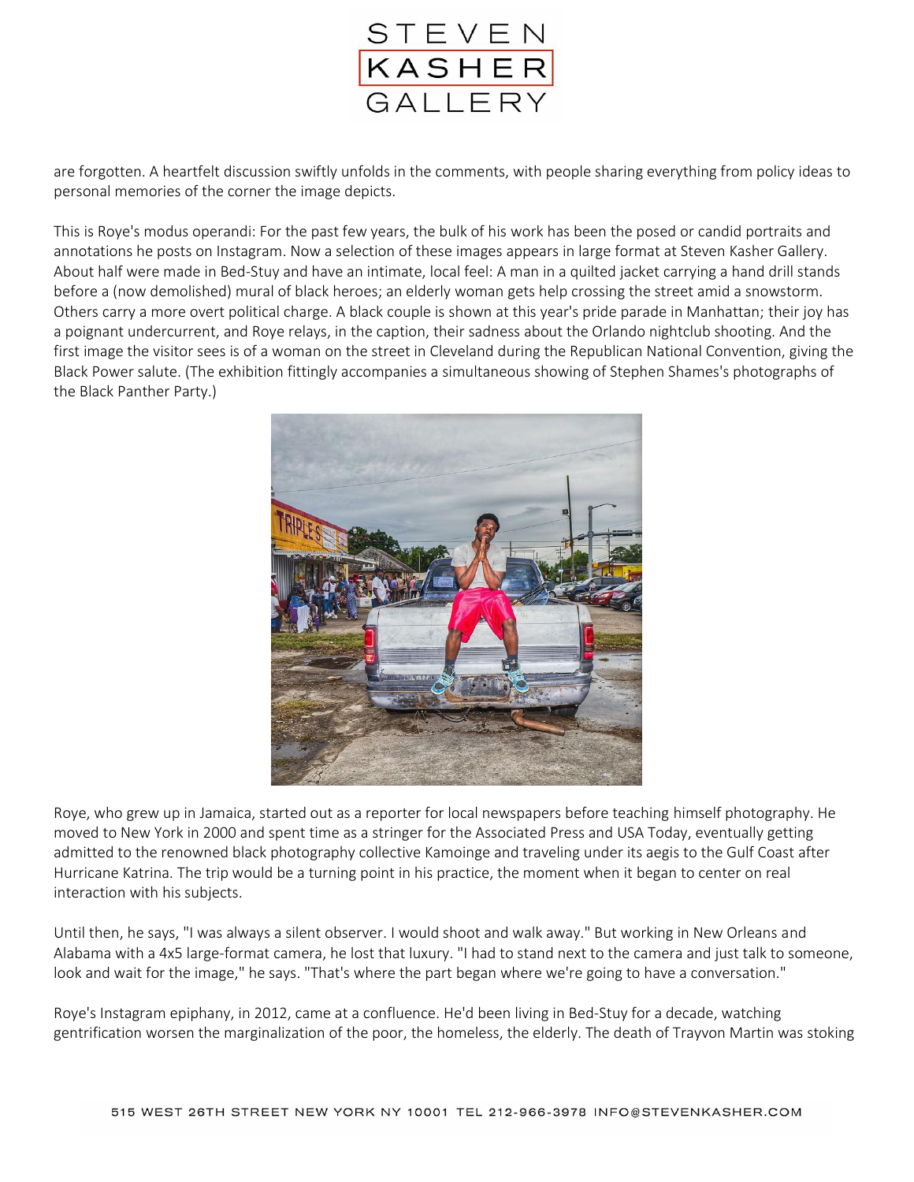are forgotten. A heartfelt discussion swiftly unfolds in the comments, with people sharing everything from policy ideas to personal memories of the corner the image depicts.

This is Roye's modus operandi: For the past few years, the bulk of his work has been the posed or candid portraits and annotations he posts on Instagram. Now a selection of these images appears in large format at Steven Kasher Gallery. About half were made in Bed-Stuy and have an intimate, local feel: A man in a quilted jacket carrying a hand drill stands before a (now demolished) mural of black heroes; an elderly woman gets help crossing the street amid a snowstorm. Others carry a more overt political charge. A black couple is shown at this year's pride parade in Manhattan; their joy has a poignant undercurrent, and Roye relays, in the caption, their sadness about the Orlando nightclub shooting. And the first image the visitor sees is of a woman on the street in Cleveland during the Republican National Convention, giving the Black Power salute. (The exhibition fittingly accompanies a simultaneous showing of Stephen Shames's photographs of the Black Panther Party.)

Roye, who grew up in Jamaica, started out as a reporter for local newspapers before teaching himself photography. He moved to New York in 2000 and spent time as a stringer for the Associated Press and USA Today, eventually getting admitted to the renowned black photography collective Kamoinge and traveling under its aegis to the Gulf Coast after Hurricane Katrina. The trip would be a turning point in his practice, the moment when it began to center on real interaction with his subjects.

Until then, he says, "I was always a silent observer. I would shoot and walk away." But working in New Orleans and Alabama with a 4x5 large-format camera, he lost that luxury. "I had to stand next to the camera and just talk to someone, look and wait for the image," he says. "That's where the part began where we're going to have a conversation."

Roye's Instagram epiphany, in 2012, came at a confluence. He'd been living in Bed-Stuy for a decade, watching gentrification worsen the marginalization of the poor, the homeless, the elderly. The death of Trayvon Martin was stoking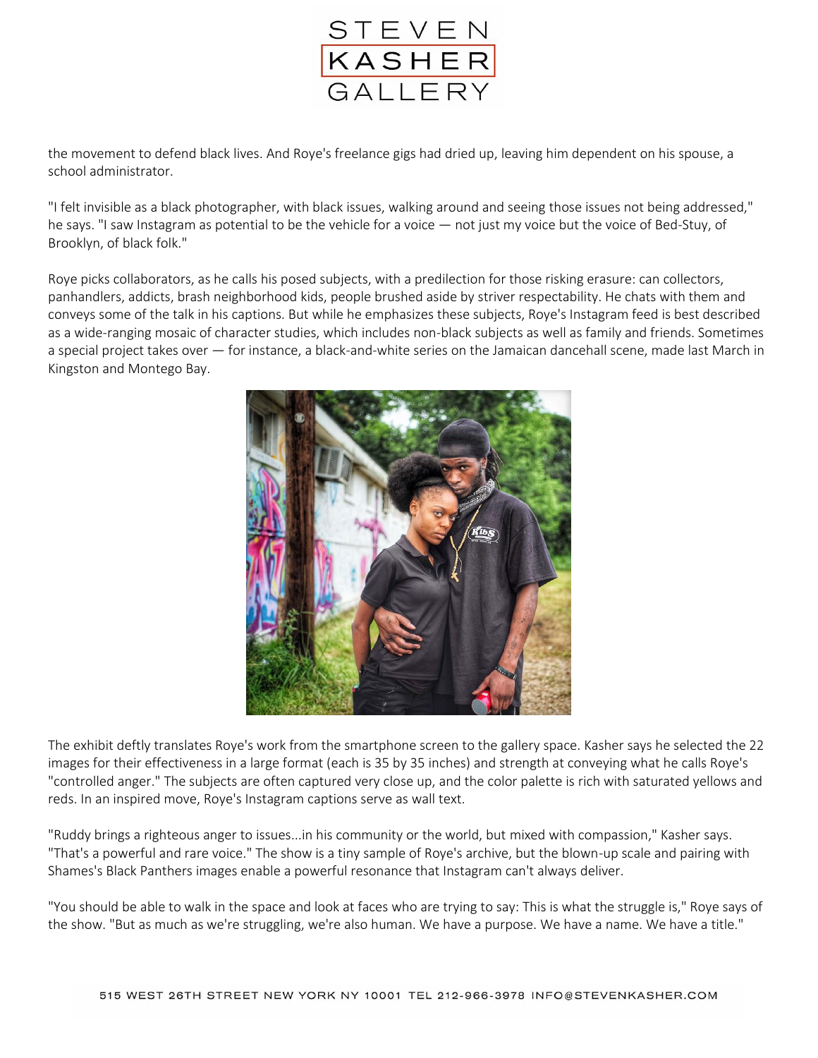the movement to defend black lives. And Roye's freelance gigs had dried up, leaving him dependent on his spouse, a school administrator.

"I felt invisible as a black photographer, with black issues, walking around and seeing those issues not being addressed," he says. "I saw Instagram as potential to be the vehicle for a voice — not just my voice but the voice of Bed-Stuy, of Brooklyn, of black folk."

Roye picks collaborators, as he calls his posed subjects, with a predilection for those risking erasure: can collectors, panhandlers, addicts, brash neighborhood kids, people brushed aside by striver respectability. He chats with them and conveys some of the talk in his captions. But while he emphasizes these subjects, Roye's Instagram feed is best described as a wide-ranging mosaic of character studies, which includes non-black subjects as well as family and friends. Sometimes a special project takes over — for instance, a black-and-white series on the Jamaican dancehall scene, made last March in Kingston and Montego Bay.

The exhibit deftly translates Roye's work from the smartphone screen to the gallery space. Kasher says he selected the 22 images for their effectiveness in a large format (each is 35 by 35 inches) and strength at conveying what he calls Roye's "controlled anger." The subjects are often captured very close up, and the color palette is rich with saturated yellows and reds. In an inspired move, Roye's Instagram captions serve as wall text.

"Ruddy brings a righteous anger to issues...in his community or the world, but mixed with compassion," Kasher says. "That's a powerful and rare voice." The show is a tiny sample of Roye's archive, but the blown-up scale and pairing with Shames's Black Panthers images enable a powerful resonance that Instagram can't always deliver.

"You should be able to walk in the space and look at faces who are trying to say: This is what the struggle is," Roye says of the show. "But as much as we're struggling, we're also human. We have a purpose. We have a name. We have a title."